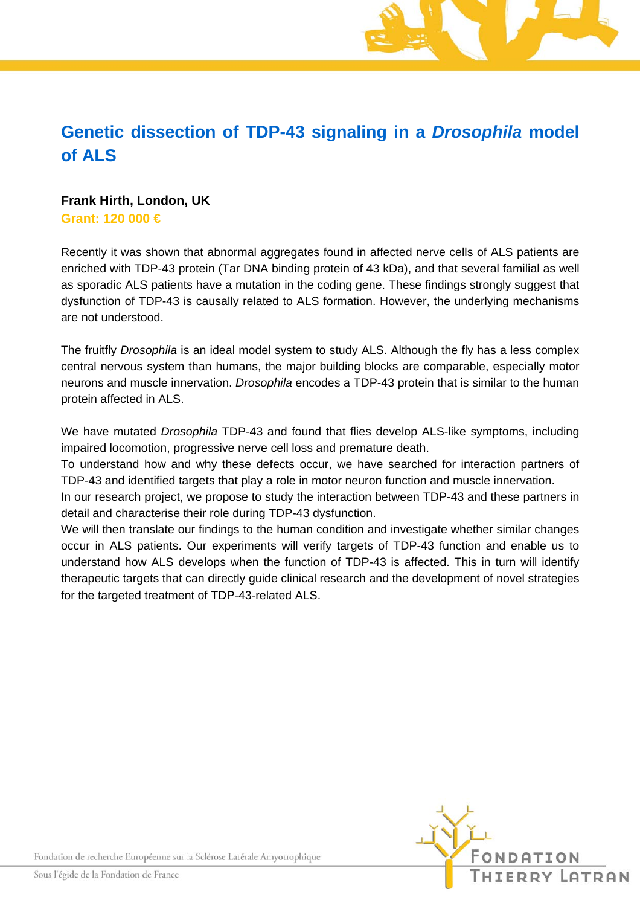# Genetic dissection of TDP-43 signaling in a *Drosophila* model of ALS

**Frank Hirth, London, UK**

**Grant: 120 000 €**

Recently it was shown that abnormal aggregates found in affected nerve cells of ALS patients are enriched with TDP-43 protein (Tar DNA binding protein of 43 kDa), and that several familial as well as sporadic ALS patients have a mutation in the coding gene. These findings strongly suggest that dysfunction of TDP-43 is causally related to ALS formation. However, the underlying mechanisms are not understood.

The fruitfly *Drosophila* is an ideal model system to study ALS. Although the fly has a less complex central nervous system than humans, the major building blocks are comparable, especially motor neurons and muscle innervation. *Drosophila* encodes a TDP-43 protein that is similar to the human protein affected in ALS.

We have mutated *Drosophila* TDP-43 and found that flies develop ALS-like symptoms, including impaired locomotion, progressive nerve cell loss and premature death.

To understand how and why these defects occur, we have searched for interaction partners of TDP-43 and identified targets that play a role in motor neuron function and muscle innervation.

In our research project, we propose to study the interaction between TDP-43 and these partners in detail and characterise their role during TDP-43 dysfunction.

We will then translate our findings to the human condition and investigate whether similar changes occur in ALS patients. Our experiments will verify targets of TDP-43 function and enable us to understand how ALS develops when the function of TDP-43 is affected. This in turn will identify therapeutic targets that can directly guide clinical research and the development of novel strategies for the targeted treatment of TDP-43-related ALS.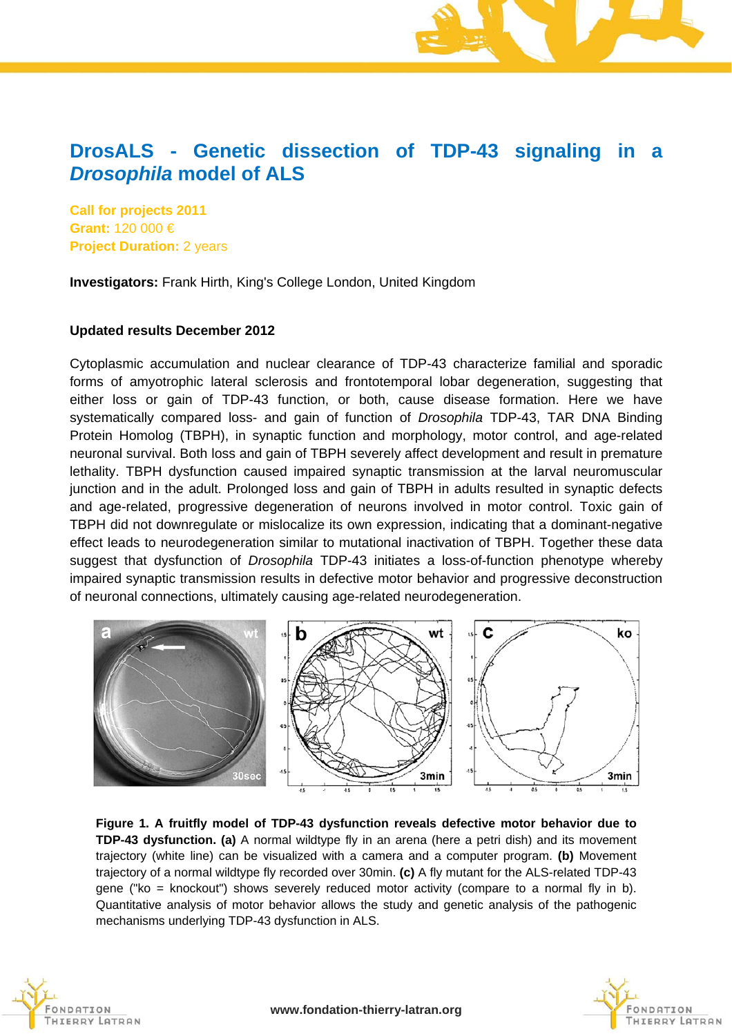# DrosALS - Genetic dissection of TDP-43 signaling in a *Drosophila* model of ALS

**Call for projects 2011**
**Grant:** 120 000 €
**Project Duration:** 2 years

**Investigators:** Frank Hirth, King's College London, United Kingdom

**Updated results December 2012**

Cytoplasmic accumulation and nuclear clearance of TDP-43 characterize familial and sporadic forms of amyotrophic lateral sclerosis and frontotemporal lobar degeneration, suggesting that either loss or gain of TDP-43 function, or both, cause disease formation. Here we have systematically compared loss- and gain of function of *Drosophila* TDP-43, TAR DNA Binding Protein Homolog (TBPH), in synaptic function and morphology, motor control, and age-related neuronal survival. Both loss and gain of TBPH severely affect development and result in premature lethality. TBPH dysfunction caused impaired synaptic transmission at the larval neuromuscular junction and in the adult. Prolonged loss and gain of TBPH in adults resulted in synaptic defects and age-related, progressive degeneration of neurons involved in motor control. Toxic gain of TBPH did not downregulate or mislocalize its own expression, indicating that a dominant-negative effect leads to neurodegeneration similar to mutational inactivation of TBPH. Together these data suggest that dysfunction of *Drosophila* TDP-43 initiates a loss-of-function phenotype whereby impaired synaptic transmission results in defective motor behavior and progressive deconstruction of neuronal connections, ultimately causing age-related neurodegeneration.

a wt 30sec

b wt 3min

c ko 3min

**Figure 1. A fruitfly model of TDP-43 dysfunction reveals defective motor behavior due to TDP-43 dysfunction. (a)** A normal wildtype fly in an arena (here a petri dish) and its movement trajectory (white line) can be visualized with a camera and a computer program. **(b)** Movement trajectory of a normal wildtype fly recorded over 30min. **(c)** A fly mutant for the ALS-related TDP-43 gene ("ko = knockout") shows severely reduced motor activity (compare to a normal fly in b). Quantitative analysis of motor behavior allows the study and genetic analysis of the pathogenic mechanisms underlying TDP-43 dysfunction in ALS.